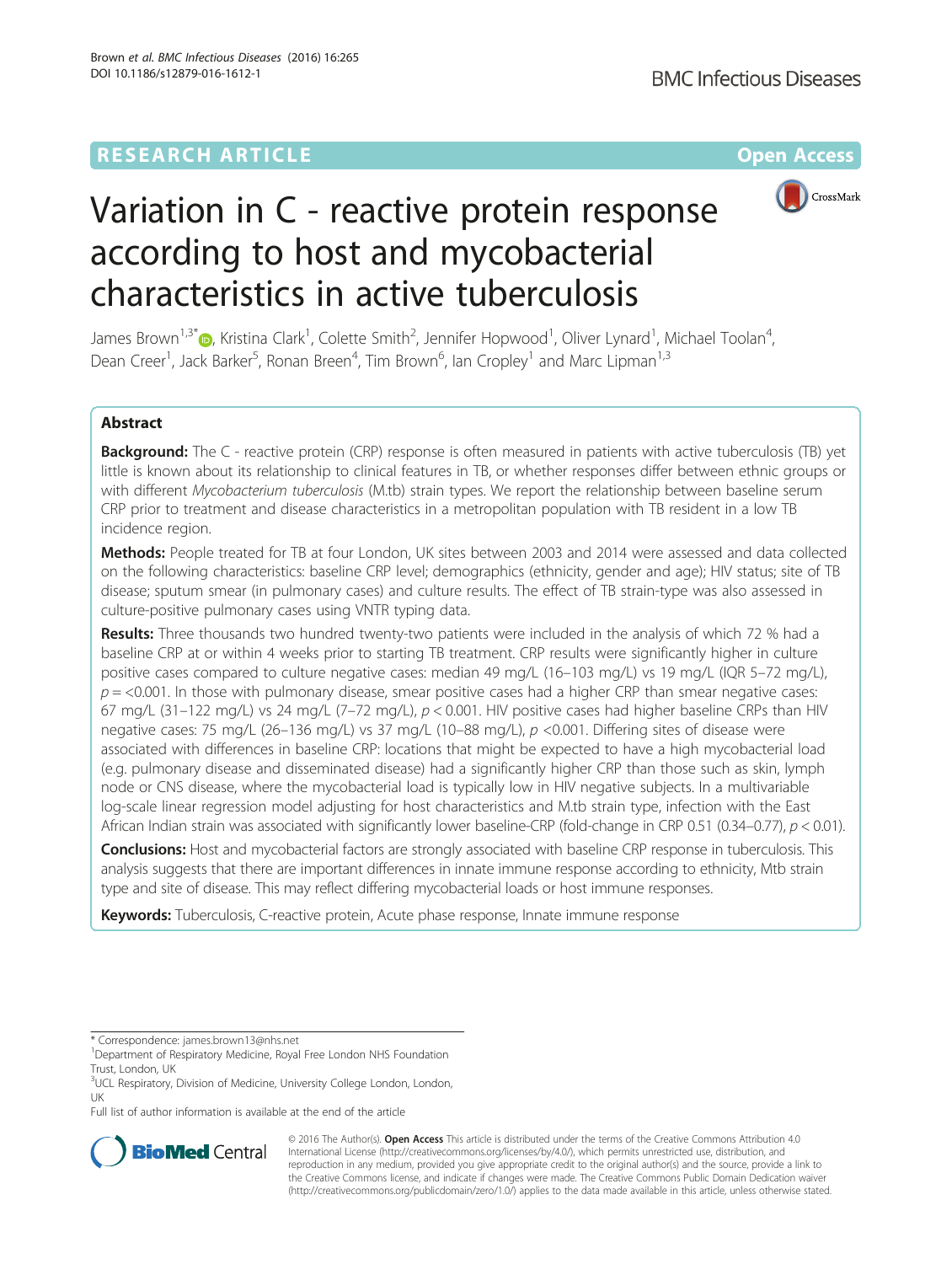RESEARCH ARTICLE

Open Access

# Variation in C - reactive protein response according to host and mycobacterial characteristics in active tuberculosis

James Brown[1,3*], Kristina Clark[1], Colette Smith[2], Jennifer Hopwood[1], Oliver Lynard[1], Michael Toolan[4], Dean Creer[1], Jack Barker[5], Ronan Breen[4], Tim Brown[6], Ian Cropley[1] and Marc Lipman[1,3]

## Abstract

**Background:** The C - reactive protein (CRP) response is often measured in patients with active tuberculosis (TB) yet little is known about its relationship to clinical features in TB, or whether responses differ between ethnic groups or with different *Mycobacterium tuberculosis* (M.tb) strain types. We report the relationship between baseline serum CRP prior to treatment and disease characteristics in a metropolitan population with TB resident in a low TB incidence region.

**Methods:** People treated for TB at four London, UK sites between 2003 and 2014 were assessed and data collected on the following characteristics: baseline CRP level; demographics (ethnicity, gender and age); HIV status; site of TB disease; sputum smear (in pulmonary cases) and culture results. The effect of TB strain-type was also assessed in culture-positive pulmonary cases using VNTR typing data.

**Results:** Three thousands two hundred twenty-two patients were included in the analysis of which 72 % had a baseline CRP at or within 4 weeks prior to starting TB treatment. CRP results were significantly higher in culture positive cases compared to culture negative cases: median 49 mg/L (16–103 mg/L) vs 19 mg/L (IQR 5–72 mg/L), $p = <0.001$. In those with pulmonary disease, smear positive cases had a higher CRP than smear negative cases: 67 mg/L (31–122 mg/L) vs 24 mg/L (7–72 mg/L), $p < 0.001$. HIV positive cases had higher baseline CRPs than HIV negative cases: 75 mg/L (26–136 mg/L) vs 37 mg/L (10–88 mg/L), $p < 0.001$. Differing sites of disease were associated with differences in baseline CRP: locations that might be expected to have a high mycobacterial load (e.g. pulmonary disease and disseminated disease) had a significantly higher CRP than those such as skin, lymph node or CNS disease, where the mycobacterial load is typically low in HIV negative subjects. In a multivariable log-scale linear regression model adjusting for host characteristics and M.tb strain type, infection with the East African Indian strain was associated with significantly lower baseline-CRP (fold-change in CRP 0.51 (0.34–0.77), $p < 0.01$).

**Conclusions:** Host and mycobacterial factors are strongly associated with baseline CRP response in tuberculosis. This analysis suggests that there are important differences in innate immune response according to ethnicity, Mtb strain type and site of disease. This may reflect differing mycobacterial loads or host immune responses.

**Keywords:** Tuberculosis, C-reactive protein, Acute phase response, Innate immune response

\* Correspondence: james.brown13@nhs.net
[1]Department of Respiratory Medicine, Royal Free London NHS Foundation Trust, London, UK
[3]UCL Respiratory, Division of Medicine, University College London, London, UK
Full list of author information is available at the end of the article

© 2016 The Author(s). **Open Access** This article is distributed under the terms of the Creative Commons Attribution 4.0 International License (http://creativecommons.org/licenses/by/4.0/), which permits unrestricted use, distribution, and reproduction in any medium, provided you give appropriate credit to the original author(s) and the source, provide a link to the Creative Commons license, and indicate if changes were made. The Creative Commons Public Domain Dedication waiver (http://creativecommons.org/publicdomain/zero/1.0/) applies to the data made available in this article, unless otherwise stated.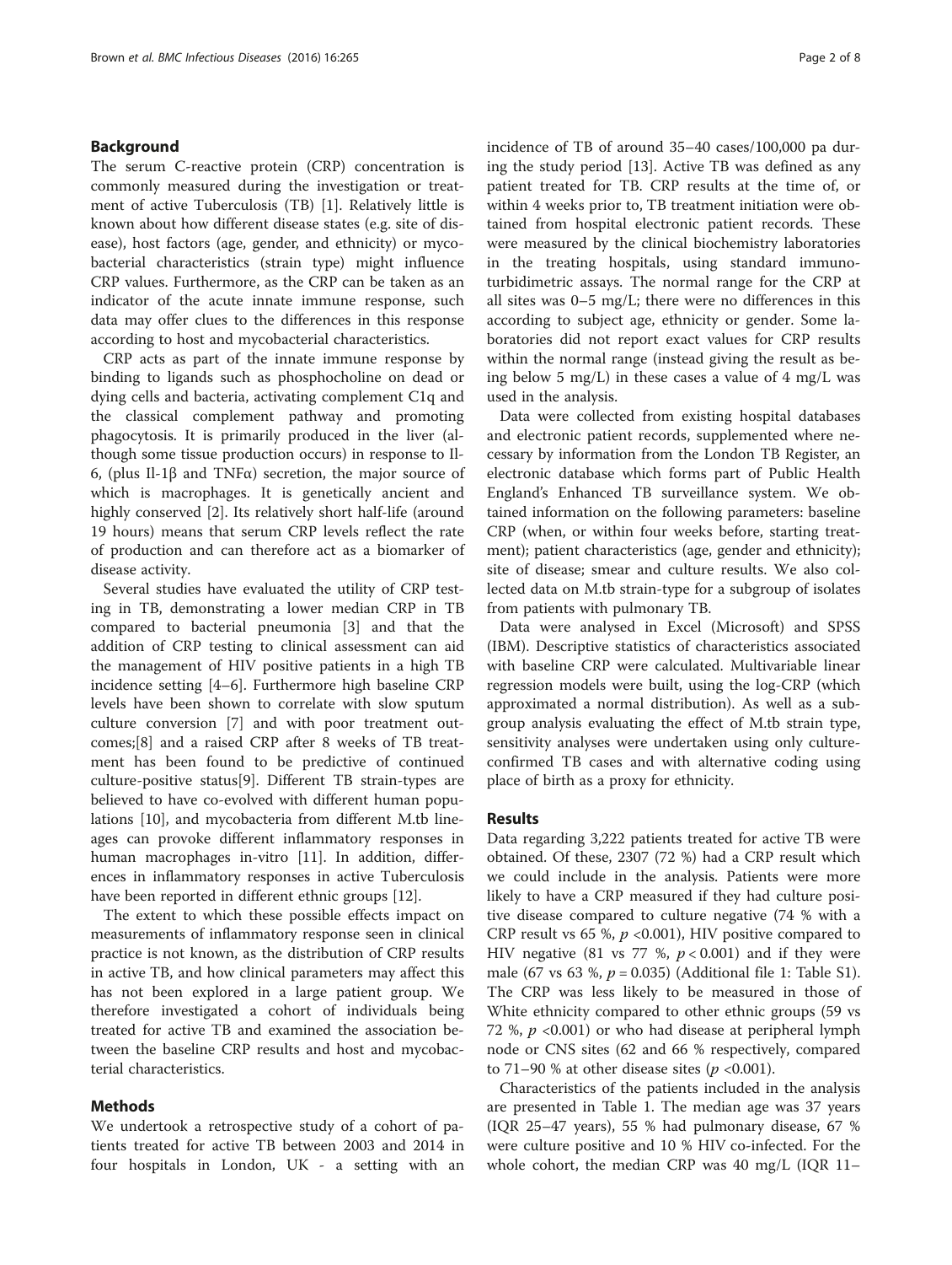## Background

The serum C-reactive protein (CRP) concentration is commonly measured during the investigation or treatment of active Tuberculosis (TB) [1]. Relatively little is known about how different disease states (e.g. site of disease), host factors (age, gender, and ethnicity) or mycobacterial characteristics (strain type) might influence CRP values. Furthermore, as the CRP can be taken as an indicator of the acute innate immune response, such data may offer clues to the differences in this response according to host and mycobacterial characteristics.

CRP acts as part of the innate immune response by binding to ligands such as phosphocholine on dead or dying cells and bacteria, activating complement C1q and the classical complement pathway and promoting phagocytosis. It is primarily produced in the liver (although some tissue production occurs) in response to Il-6, (plus Il-1β and TNFα) secretion, the major source of which is macrophages. It is genetically ancient and highly conserved [2]. Its relatively short half-life (around 19 hours) means that serum CRP levels reflect the rate of production and can therefore act as a biomarker of disease activity.

Several studies have evaluated the utility of CRP testing in TB, demonstrating a lower median CRP in TB compared to bacterial pneumonia [3] and that the addition of CRP testing to clinical assessment can aid the management of HIV positive patients in a high TB incidence setting [4–6]. Furthermore high baseline CRP levels have been shown to correlate with slow sputum culture conversion [7] and with poor treatment outcomes;[8] and a raised CRP after 8 weeks of TB treatment has been found to be predictive of continued culture-positive status[9]. Different TB strain-types are believed to have co-evolved with different human populations [10], and mycobacteria from different M.tb lineages can provoke different inflammatory responses in human macrophages in-vitro [11]. In addition, differences in inflammatory responses in active Tuberculosis have been reported in different ethnic groups [12].

The extent to which these possible effects impact on measurements of inflammatory response seen in clinical practice is not known, as the distribution of CRP results in active TB, and how clinical parameters may affect this has not been explored in a large patient group. We therefore investigated a cohort of individuals being treated for active TB and examined the association between the baseline CRP results and host and mycobacterial characteristics.

## Methods

We undertook a retrospective study of a cohort of patients treated for active TB between 2003 and 2014 in four hospitals in London, UK - a setting with an incidence of TB of around 35–40 cases/100,000 pa during the study period [13]. Active TB was defined as any patient treated for TB. CRP results at the time of, or within 4 weeks prior to, TB treatment initiation were obtained from hospital electronic patient records. These were measured by the clinical biochemistry laboratories in the treating hospitals, using standard immunoturbidimetric assays. The normal range for the CRP at all sites was 0–5 mg/L; there were no differences in this according to subject age, ethnicity or gender. Some laboratories did not report exact values for CRP results within the normal range (instead giving the result as being below 5 mg/L) in these cases a value of 4 mg/L was used in the analysis.

Data were collected from existing hospital databases and electronic patient records, supplemented where necessary by information from the London TB Register, an electronic database which forms part of Public Health England's Enhanced TB surveillance system. We obtained information on the following parameters: baseline CRP (when, or within four weeks before, starting treatment); patient characteristics (age, gender and ethnicity); site of disease; smear and culture results. We also collected data on M.tb strain-type for a subgroup of isolates from patients with pulmonary TB.

Data were analysed in Excel (Microsoft) and SPSS (IBM). Descriptive statistics of characteristics associated with baseline CRP were calculated. Multivariable linear regression models were built, using the log-CRP (which approximated a normal distribution). As well as a subgroup analysis evaluating the effect of M.tb strain type, sensitivity analyses were undertaken using only culture-confirmed TB cases and with alternative coding using place of birth as a proxy for ethnicity.

## Results

Data regarding 3,222 patients treated for active TB were obtained. Of these, 2307 (72 %) had a CRP result which we could include in the analysis. Patients were more likely to have a CRP measured if they had culture positive disease compared to culture negative (74 % with a CRP result vs 65 %, $p < 0.001$), HIV positive compared to HIV negative (81 vs 77 %, $p < 0.001$) and if they were male (67 vs 63 %, $p = 0.035$) (Additional file 1: Table S1). The CRP was less likely to be measured in those of White ethnicity compared to other ethnic groups (59 vs 72 %, $p < 0.001$) or who had disease at peripheral lymph node or CNS sites (62 and 66 % respectively, compared to 71–90 % at other disease sites ($p < 0.001$).

Characteristics of the patients included in the analysis are presented in Table 1. The median age was 37 years (IQR 25–47 years), 55 % had pulmonary disease, 67 % were culture positive and 10 % HIV co-infected. For the whole cohort, the median CRP was 40 mg/L (IQR 11–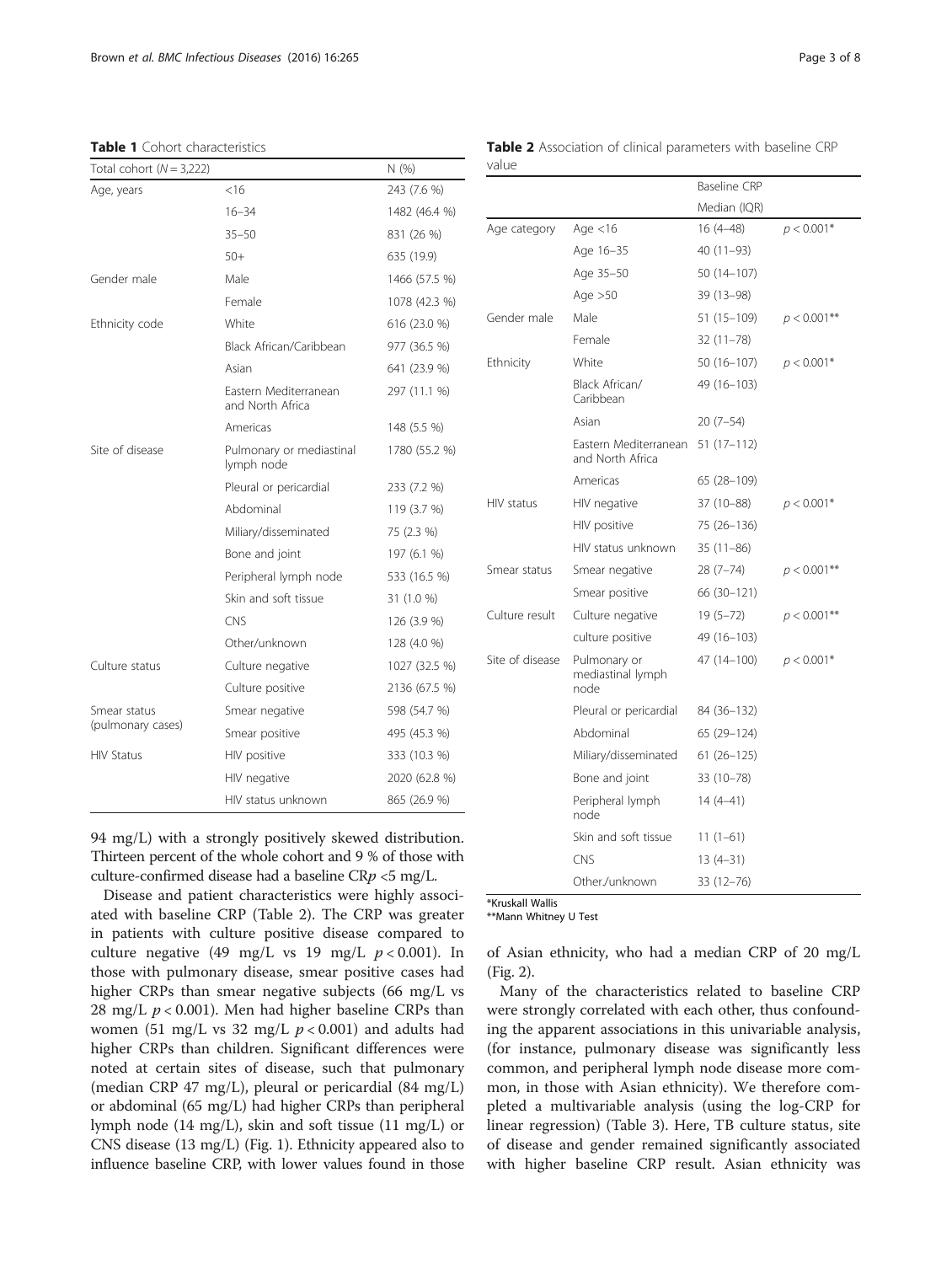**Table 1** Cohort characteristics

| Total cohort (N = 3,222) | | N (%) |
|---|---|---|
| Age, years | <16 | 243 (7.6 %) |
| | 16–34 | 1482 (46.4 %) |
| | 35–50 | 831 (26 %) |
| | 50+ | 635 (19.9) |
| Gender male | Male | 1466 (57.5 %) |
| | Female | 1078 (42.3 %) |
| Ethnicity code | White | 616 (23.0 %) |
| | Black African/Caribbean | 977 (36.5 %) |
| | Asian | 641 (23.9 %) |
| | Eastern Mediterranean and North Africa | 297 (11.1 %) |
| | Americas | 148 (5.5 %) |
| Site of disease | Pulmonary or mediastinal lymph node | 1780 (55.2 %) |
| | Pleural or pericardial | 233 (7.2 %) |
| | Abdominal | 119 (3.7 %) |
| | Miliary/disseminated | 75 (2.3 %) |
| | Bone and joint | 197 (6.1 %) |
| | Peripheral lymph node | 533 (16.5 %) |
| | Skin and soft tissue | 31 (1.0 %) |
| | CNS | 126 (3.9 %) |
| | Other/unknown | 128 (4.0 %) |
| Culture status | Culture negative | 1027 (32.5 %) |
| | Culture positive | 2136 (67.5 %) |
| Smear status (pulmonary cases) | Smear negative | 598 (54.7 %) |
| | Smear positive | 495 (45.3 %) |
| HIV Status | HIV positive | 333 (10.3 %) |
| | HIV negative | 2020 (62.8 %) |
| | HIV status unknown | 865 (26.9 %) |

94 mg/L) with a strongly positively skewed distribution. Thirteen percent of the whole cohort and 9 % of those with culture-confirmed disease had a baseline CR$p$ <5 mg/L.

Disease and patient characteristics were highly associated with baseline CRP (Table 2). The CRP was greater in patients with culture positive disease compared to culture negative (49 mg/L vs 19 mg/L $p < 0.001$). In those with pulmonary disease, smear positive cases had higher CRPs than smear negative subjects (66 mg/L vs 28 mg/L $p < 0.001$). Men had higher baseline CRPs than women (51 mg/L vs 32 mg/L $p < 0.001$) and adults had higher CRPs than children. Significant differences were noted at certain sites of disease, such that pulmonary (median CRP 47 mg/L), pleural or pericardial (84 mg/L) or abdominal (65 mg/L) had higher CRPs than peripheral lymph node (14 mg/L), skin and soft tissue (11 mg/L) or CNS disease (13 mg/L) (Fig. 1). Ethnicity appeared also to influence baseline CRP, with lower values found in those of Asian ethnicity, who had a median CRP of 20 mg/L (Fig. 2).

**Table 2** Association of clinical parameters with baseline CRP value

| | | Baseline CRP Median (IQR) | |
|---|---|---|---|
| Age category | Age <16 | 16 (4–48) | $p < 0.001$* |
| | Age 16–35 | 40 (11–93) | |
| | Age 35–50 | 50 (14–107) | |
| | Age >50 | 39 (13–98) | |
| Gender male | Male | 51 (15–109) | $p < 0.001$** |
| | Female | 32 (11–78) | |
| Ethnicity | White | 50 (16–107) | $p < 0.001$* |
| | Black African/ Caribbean | 49 (16–103) | |
| | Asian | 20 (7–54) | |
| | Eastern Mediterranean and North Africa | 51 (17–112) | |
| | Americas | 65 (28–109) | |
| HIV status | HIV negative | 37 (10–88) | $p < 0.001$* |
| | HIV positive | 75 (26–136) | |
| | HIV status unknown | 35 (11–86) | |
| Smear status | Smear negative | 28 (7–74) | $p < 0.001$** |
| | Smear positive | 66 (30–121) | |
| Culture result | Culture negative | 19 (5–72) | $p < 0.001$** |
| | culture positive | 49 (16–103) | |
| Site of disease | Pulmonary or mediastinal lymph node | 47 (14–100) | $p < 0.001$* |
| | Pleural or pericardial | 84 (36–132) | |
| | Abdominal | 65 (29–124) | |
| | Miliary/disseminated | 61 (26–125) | |
| | Bone and joint | 33 (10–78) | |
| | Peripheral lymph node | 14 (4–41) | |
| | Skin and soft tissue | 11 (1–61) | |
| | CNS | 13 (4–31) | |
| | Other./unknown | 33 (12–76) | |

*Kruskall Wallis
**Mann Whitney U Test

Many of the characteristics related to baseline CRP were strongly correlated with each other, thus confounding the apparent associations in this univariable analysis, (for instance, pulmonary disease was significantly less common, and peripheral lymph node disease more common, in those with Asian ethnicity). We therefore completed a multivariable analysis (using the log-CRP for linear regression) (Table 3). Here, TB culture status, site of disease and gender remained significantly associated with higher baseline CRP result. Asian ethnicity was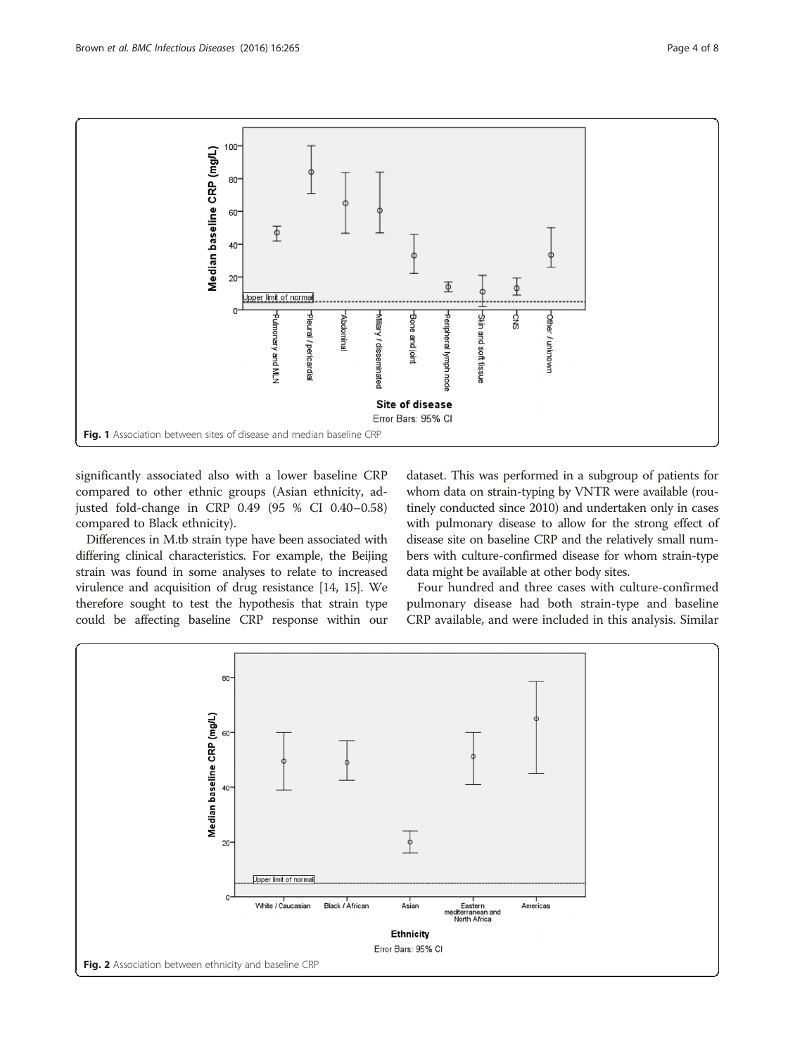Fig. 1 Association between sites of disease and median baseline CRP

significantly associated also with a lower baseline CRP compared to other ethnic groups (Asian ethnicity, adjusted fold-change in CRP 0.49 (95 % CI 0.40–0.58) compared to Black ethnicity).

Differences in M.tb strain type have been associated with differing clinical characteristics. For example, the Beijing strain was found in some analyses to relate to increased virulence and acquisition of drug resistance [14, 15]. We therefore sought to test the hypothesis that strain type could be affecting baseline CRP response within our dataset. This was performed in a subgroup of patients for whom data on strain-typing by VNTR were available (routinely conducted since 2010) and undertaken only in cases with pulmonary disease to allow for the strong effect of disease site on baseline CRP and the relatively small numbers with culture-confirmed disease for whom strain-type data might be available at other body sites.

Four hundred and three cases with culture-confirmed pulmonary disease had both strain-type and baseline CRP available, and were included in this analysis. Similar

Fig. 2 Association between ethnicity and baseline CRP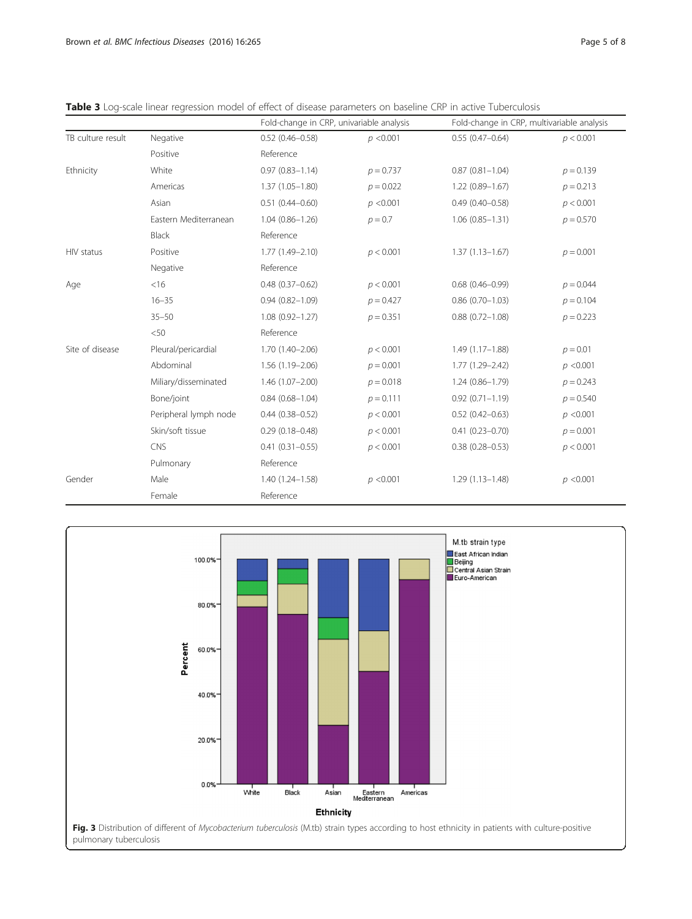**Table 3** Log-scale linear regression model of effect of disease parameters on baseline CRP in active Tuberculosis

| | | Fold-change in CRP, univariable analysis | | Fold-change in CRP, multivariable analysis | |
|---|---|---|---|---|---|
| TB culture result | Negative | 0.52 (0.46–0.58) | $p < 0.001$ | 0.55 (0.47–0.64) | $p < 0.001$ |
| | Positive | Reference | | | |
| Ethnicity | White | 0.97 (0.83–1.14) | $p = 0.737$ | 0.87 (0.81–1.04) | $p = 0.139$ |
| | Americas | 1.37 (1.05–1.80) | $p = 0.022$ | 1.22 (0.89–1.67) | $p = 0.213$ |
| | Asian | 0.51 (0.44–0.60) | $p < 0.001$ | 0.49 (0.40–0.58) | $p < 0.001$ |
| | Eastern Mediterranean | 1.04 (0.86–1.26) | $p = 0.7$ | 1.06 (0.85–1.31) | $p = 0.570$ |
| | Black | Reference | | | |
| HIV status | Positive | 1.77 (1.49–2.10) | $p < 0.001$ | 1.37 (1.13–1.67) | $p = 0.001$ |
| | Negative | Reference | | | |
| Age | <16 | 0.48 (0.37–0.62) | $p < 0.001$ | 0.68 (0.46–0.99) | $p = 0.044$ |
| | 16–35 | 0.94 (0.82–1.09) | $p = 0.427$ | 0.86 (0.70–1.03) | $p = 0.104$ |
| | 35–50 | 1.08 (0.92–1.27) | $p = 0.351$ | 0.88 (0.72–1.08) | $p = 0.223$ |
| | <50 | Reference | | | |
| Site of disease | Pleural/pericardial | 1.70 (1.40–2.06) | $p < 0.001$ | 1.49 (1.17–1.88) | $p = 0.01$ |
| | Abdominal | 1.56 (1.19–2.06) | $p = 0.001$ | 1.77 (1.29–2.42) | $p < 0.001$ |
| | Miliary/disseminated | 1.46 (1.07–2.00) | $p = 0.018$ | 1.24 (0.86–1.79) | $p = 0.243$ |
| | Bone/joint | 0.84 (0.68–1.04) | $p = 0.111$ | 0.92 (0.71–1.19) | $p = 0.540$ |
| | Peripheral lymph node | 0.44 (0.38–0.52) | $p < 0.001$ | 0.52 (0.42–0.63) | $p < 0.001$ |
| | Skin/soft tissue | 0.29 (0.18–0.48) | $p < 0.001$ | 0.41 (0.23–0.70) | $p = 0.001$ |
| | CNS | 0.41 (0.31–0.55) | $p < 0.001$ | 0.38 (0.28–0.53) | $p < 0.001$ |
| | Pulmonary | Reference | | | |
| Gender | Male | 1.40 (1.24–1.58) | $p < 0.001$ | 1.29 (1.13–1.48) | $p < 0.001$ |
| | Female | Reference | | | |

**Fig. 3** Distribution of different of *Mycobacterium tuberculosis* (M.tb) strain types according to host ethnicity in patients with culture-positive pulmonary tuberculosis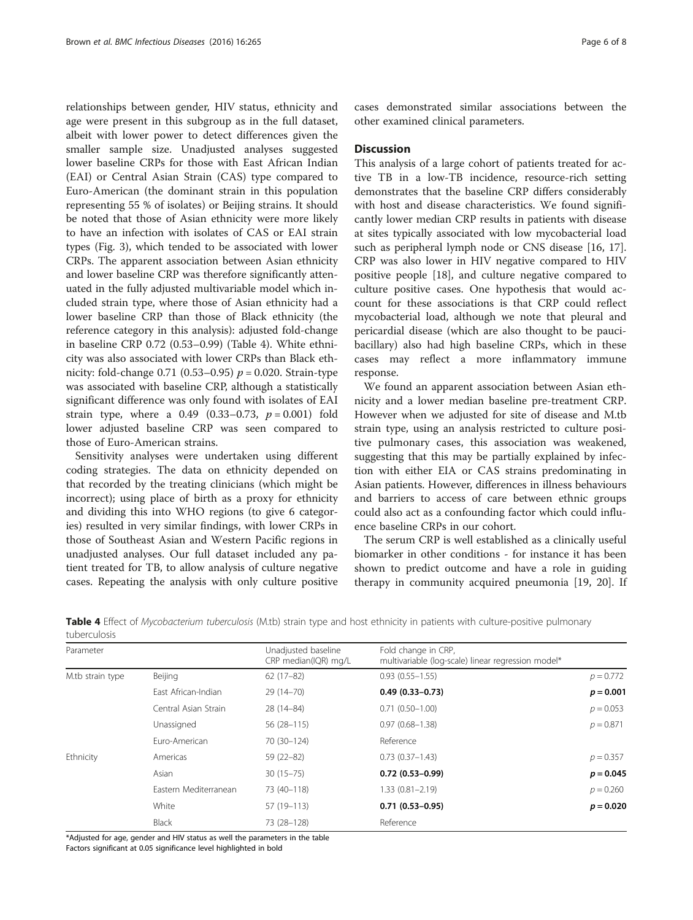relationships between gender, HIV status, ethnicity and age were present in this subgroup as in the full dataset, albeit with lower power to detect differences given the smaller sample size. Unadjusted analyses suggested lower baseline CRPs for those with East African Indian (EAI) or Central Asian Strain (CAS) type compared to Euro-American (the dominant strain in this population representing 55 % of isolates) or Beijing strains. It should be noted that those of Asian ethnicity were more likely to have an infection with isolates of CAS or EAI strain types (Fig. 3), which tended to be associated with lower CRPs. The apparent association between Asian ethnicity and lower baseline CRP was therefore significantly attenuated in the fully adjusted multivariable model which included strain type, where those of Asian ethnicity had a lower baseline CRP than those of Black ethnicity (the reference category in this analysis): adjusted fold-change in baseline CRP 0.72 (0.53–0.99) (Table 4). White ethnicity was also associated with lower CRPs than Black ethnicity: fold-change 0.71 (0.53–0.95) $p = 0.020$. Strain-type was associated with baseline CRP, although a statistically significant difference was only found with isolates of EAI strain type, where a 0.49 (0.33–0.73, $p = 0.001$) fold lower adjusted baseline CRP was seen compared to those of Euro-American strains.

Sensitivity analyses were undertaken using different coding strategies. The data on ethnicity depended on that recorded by the treating clinicians (which might be incorrect); using place of birth as a proxy for ethnicity and dividing this into WHO regions (to give 6 categories) resulted in very similar findings, with lower CRPs in those of Southeast Asian and Western Pacific regions in unadjusted analyses. Our full dataset included any patient treated for TB, to allow analysis of culture negative cases. Repeating the analysis with only culture positive cases demonstrated similar associations between the other examined clinical parameters.

## Discussion

This analysis of a large cohort of patients treated for active TB in a low-TB incidence, resource-rich setting demonstrates that the baseline CRP differs considerably with host and disease characteristics. We found significantly lower median CRP results in patients with disease at sites typically associated with low mycobacterial load such as peripheral lymph node or CNS disease [16, 17]. CRP was also lower in HIV negative compared to HIV positive people [18], and culture negative compared to culture positive cases. One hypothesis that would account for these associations is that CRP could reflect mycobacterial load, although we note that pleural and pericardial disease (which are also thought to be paucibacillary) also had high baseline CRPs, which in these cases may reflect a more inflammatory immune response.

We found an apparent association between Asian ethnicity and a lower median baseline pre-treatment CRP. However when we adjusted for site of disease and M.tb strain type, using an analysis restricted to culture positive pulmonary cases, this association was weakened, suggesting that this may be partially explained by infection with either EIA or CAS strains predominating in Asian patients. However, differences in illness behaviours and barriers to access of care between ethnic groups could also act as a confounding factor which could influence baseline CRPs in our cohort.

The serum CRP is well established as a clinically useful biomarker in other conditions - for instance it has been shown to predict outcome and have a role in guiding therapy in community acquired pneumonia [19, 20]. If

**Table 4** Effect of *Mycobacterium tuberculosis* (M.tb) strain type and host ethnicity in patients with culture-positive pulmonary tuberculosis

| Parameter | | Unadjusted baseline CRP median(IQR) mg/L | Fold change in CRP, multivariable (log-scale) linear regression model* | |
|---|---|---|---|---|
| M.tb strain type | Beijing | 62 (17–82) | 0.93 (0.55–1.55) | $p = 0.772$ |
| | East African-Indian | 29 (14–70) | **0.49 (0.33–0.73)** | $\mathbf{p = 0.001}$ |
| | Central Asian Strain | 28 (14–84) | 0.71 (0.50–1.00) | $p = 0.053$ |
| | Unassigned | 56 (28–115) | 0.97 (0.68–1.38) | $p = 0.871$ |
| | Euro-American | 70 (30–124) | Reference | |
| Ethnicity | Americas | 59 (22–82) | 0.73 (0.37–1.43) | $p = 0.357$ |
| | Asian | 30 (15–75) | **0.72 (0.53–0.99)** | $\mathbf{p = 0.045}$ |
| | Eastern Mediterranean | 73 (40–118) | 1.33 (0.81–2.19) | $p = 0.260$ |
| | White | 57 (19–113) | **0.71 (0.53–0.95)** | $\mathbf{p = 0.020}$ |
| | Black | 73 (28–128) | Reference | |

*Adjusted for age, gender and HIV status as well the parameters in the table

Factors significant at 0.05 significance level highlighted in bold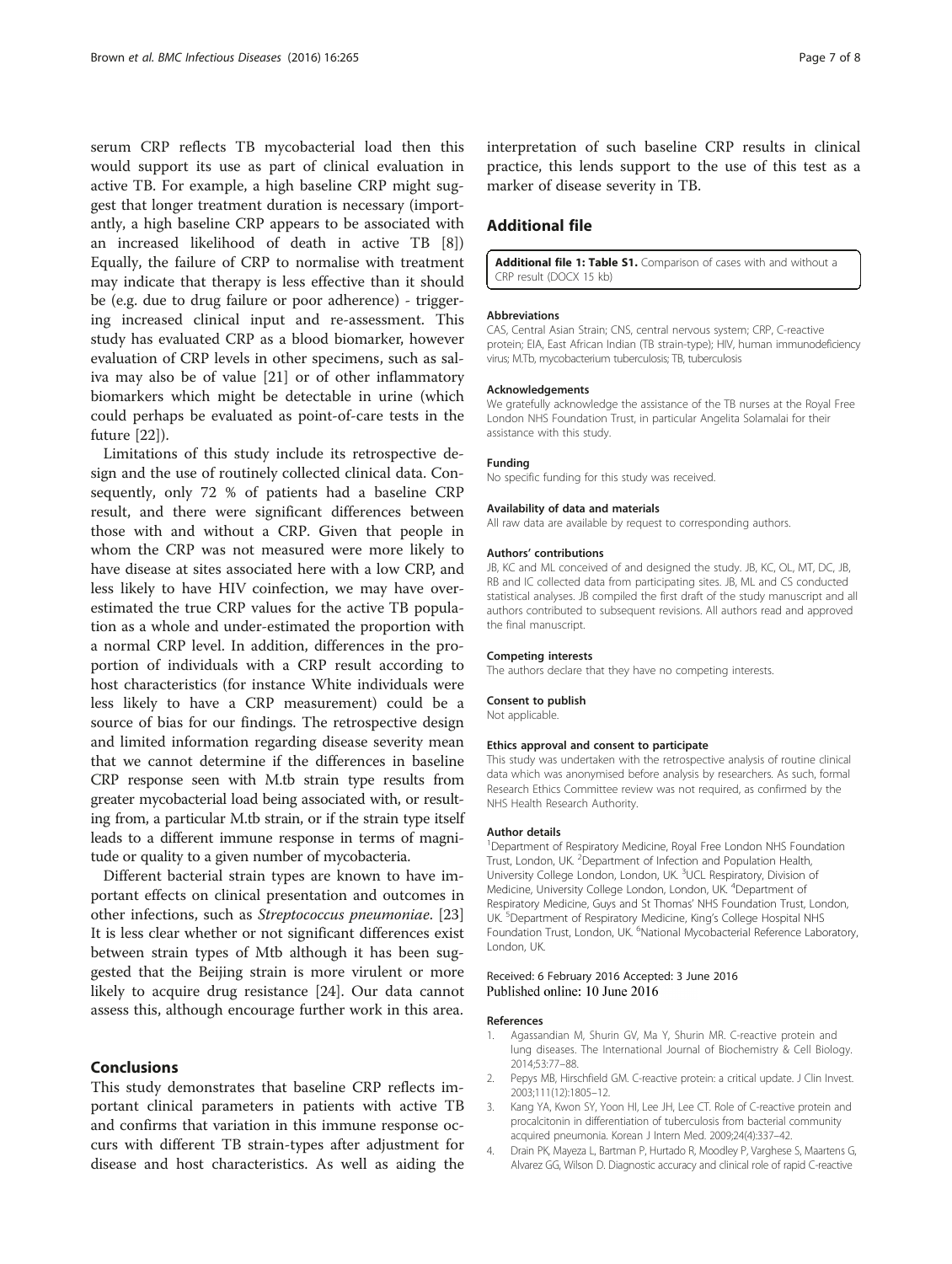serum CRP reflects TB mycobacterial load then this would support its use as part of clinical evaluation in active TB. For example, a high baseline CRP might suggest that longer treatment duration is necessary (importantly, a high baseline CRP appears to be associated with an increased likelihood of death in active TB [8]) Equally, the failure of CRP to normalise with treatment may indicate that therapy is less effective than it should be (e.g. due to drug failure or poor adherence) - triggering increased clinical input and re-assessment. This study has evaluated CRP as a blood biomarker, however evaluation of CRP levels in other specimens, such as saliva may also be of value [21] or of other inflammatory biomarkers which might be detectable in urine (which could perhaps be evaluated as point-of-care tests in the future [22]).

Limitations of this study include its retrospective design and the use of routinely collected clinical data. Consequently, only 72 % of patients had a baseline CRP result, and there were significant differences between those with and without a CRP. Given that people in whom the CRP was not measured were more likely to have disease at sites associated here with a low CRP, and less likely to have HIV coinfection, we may have overestimated the true CRP values for the active TB population as a whole and under-estimated the proportion with a normal CRP level. In addition, differences in the proportion of individuals with a CRP result according to host characteristics (for instance White individuals were less likely to have a CRP measurement) could be a source of bias for our findings. The retrospective design and limited information regarding disease severity mean that we cannot determine if the differences in baseline CRP response seen with M.tb strain type results from greater mycobacterial load being associated with, or resulting from, a particular M.tb strain, or if the strain type itself leads to a different immune response in terms of magnitude or quality to a given number of mycobacteria.

Different bacterial strain types are known to have important effects on clinical presentation and outcomes in other infections, such as *Streptococcus pneumoniae*. [23] It is less clear whether or not significant differences exist between strain types of Mtb although it has been suggested that the Beijing strain is more virulent or more likely to acquire drug resistance [24]. Our data cannot assess this, although encourage further work in this area.

## Conclusions

This study demonstrates that baseline CRP reflects important clinical parameters in patients with active TB and confirms that variation in this immune response occurs with different TB strain-types after adjustment for disease and host characteristics. As well as aiding the interpretation of such baseline CRP results in clinical practice, this lends support to the use of this test as a marker of disease severity in TB.

## Additional file

**Additional file 1: Table S1.** Comparison of cases with and without a CRP result (DOCX 15 kb)

#### Abbreviations

CAS, Central Asian Strain; CNS, central nervous system; CRP, C-reactive protein; EIA, East African Indian (TB strain-type); HIV, human immunodeficiency virus; M.Tb, mycobacterium tuberculosis; TB, tuberculosis

#### Acknowledgements

We gratefully acknowledge the assistance of the TB nurses at the Royal Free London NHS Foundation Trust, in particular Angelita Solamalai for their assistance with this study.

#### Funding

No specific funding for this study was received.

#### Availability of data and materials

All raw data are available by request to corresponding authors.

#### Authors' contributions

JB, KC and ML conceived of and designed the study. JB, KC, OL, MT, DC, JB, RB and IC collected data from participating sites. JB, ML and CS conducted statistical analyses. JB compiled the first draft of the study manuscript and all authors contributed to subsequent revisions. All authors read and approved the final manuscript.

#### Competing interests

The authors declare that they have no competing interests.

#### Consent to publish

Not applicable.

#### Ethics approval and consent to participate

This study was undertaken with the retrospective analysis of routine clinical data which was anonymised before analysis by researchers. As such, formal Research Ethics Committee review was not required, as confirmed by the NHS Health Research Authority.

#### Author details

[1]Department of Respiratory Medicine, Royal Free London NHS Foundation Trust, London, UK. [2]Department of Infection and Population Health, University College London, London, UK. [3]UCL Respiratory, Division of Medicine, University College London, London, UK. [4]Department of Respiratory Medicine, Guys and St Thomas' NHS Foundation Trust, London, UK. [5]Department of Respiratory Medicine, King's College Hospital NHS Foundation Trust, London, UK. [6]National Mycobacterial Reference Laboratory, London, UK.

Received: 6 February 2016 Accepted: 3 June 2016
Published online: 10 June 2016

#### References

1. Agassandian M, Shurin GV, Ma Y, Shurin MR. C-reactive protein and lung diseases. The International Journal of Biochemistry & Cell Biology. 2014;53:77–88.
2. Pepys MB, Hirschfield GM. C-reactive protein: a critical update. J Clin Invest. 2003;111(12):1805–12.
3. Kang YA, Kwon SY, Yoon HI, Lee JH, Lee CT. Role of C-reactive protein and procalcitonin in differentiation of tuberculosis from bacterial community acquired pneumonia. Korean J Intern Med. 2009;24(4):337–42.
4. Drain PK, Mayeza L, Bartman P, Hurtado R, Moodley P, Varghese S, Maartens G, Alvarez GG, Wilson D. Diagnostic accuracy and clinical role of rapid C-reactive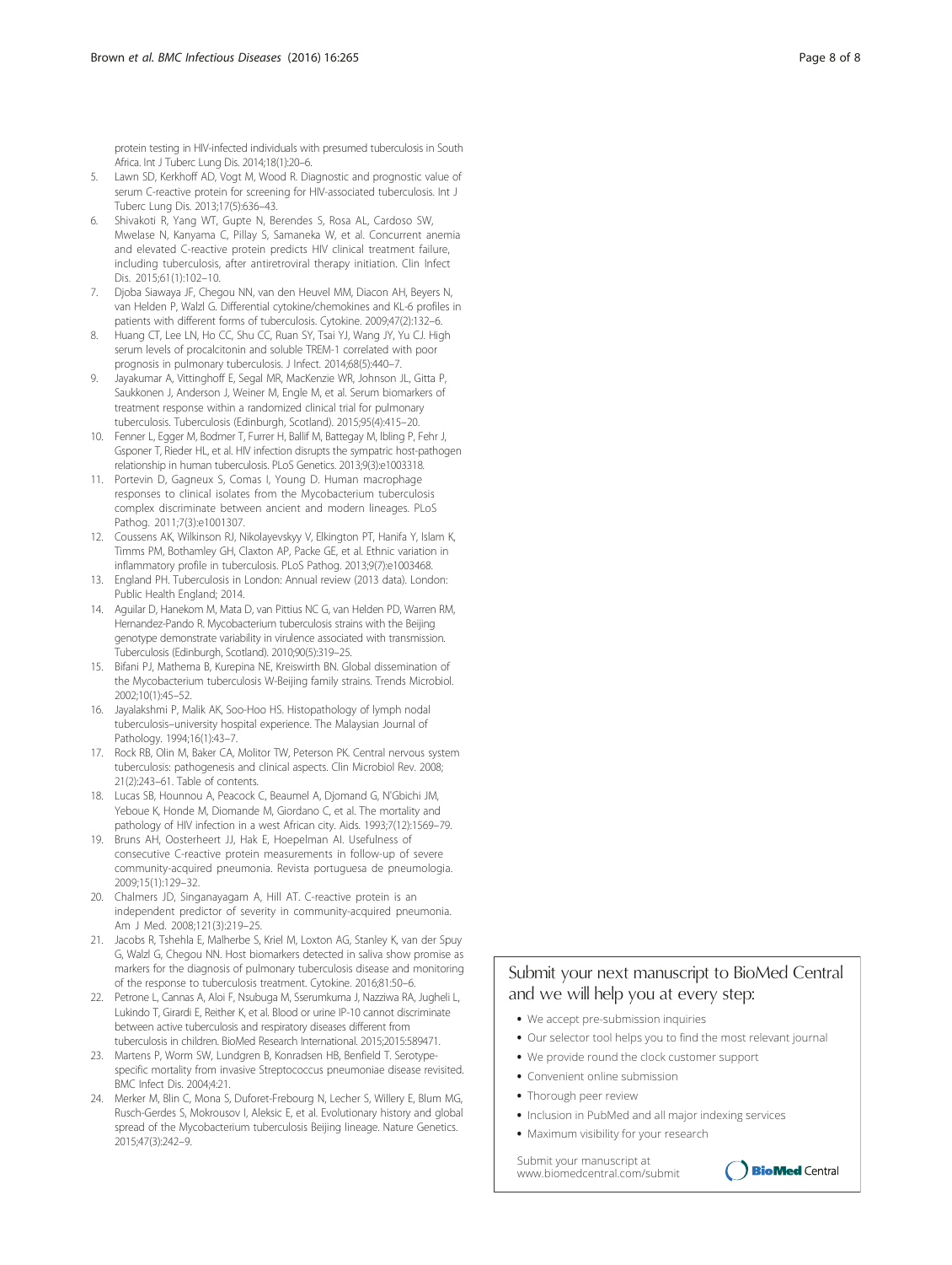protein testing in HIV-infected individuals with presumed tuberculosis in South Africa. Int J Tuberc Lung Dis. 2014;18(1):20–6.

5. Lawn SD, Kerkhoff AD, Vogt M, Wood R. Diagnostic and prognostic value of serum C-reactive protein for screening for HIV-associated tuberculosis. Int J Tuberc Lung Dis. 2013;17(5):636–43.
6. Shivakoti R, Yang WT, Gupte N, Berendes S, Rosa AL, Cardoso SW, Mwelase N, Kanyama C, Pillay S, Samaneka W, et al. Concurrent anemia and elevated C-reactive protein predicts HIV clinical treatment failure, including tuberculosis, after antiretroviral therapy initiation. Clin Infect Dis. 2015;61(1):102–10.
7. Djoba Siawaya JF, Chegou NN, van den Heuvel MM, Diacon AH, Beyers N, van Helden P, Walzl G. Differential cytokine/chemokines and KL-6 profiles in patients with different forms of tuberculosis. Cytokine. 2009;47(2):132–6.
8. Huang CT, Lee LN, Ho CC, Shu CC, Ruan SY, Tsai YJ, Wang JY, Yu CJ. High serum levels of procalcitonin and soluble TREM-1 correlated with poor prognosis in pulmonary tuberculosis. J Infect. 2014;68(5):440–7.
9. Jayakumar A, Vittinghoff E, Segal MR, MacKenzie WR, Johnson JL, Gitta P, Saukkonen J, Anderson J, Weiner M, Engle M, et al. Serum biomarkers of treatment response within a randomized clinical trial for pulmonary tuberculosis. Tuberculosis (Edinburgh, Scotland). 2015;95(4):415–20.
10. Fenner L, Egger M, Bodmer T, Furrer H, Ballif M, Battegay M, Ibling P, Fehr J, Gsponer T, Rieder HL, et al. HIV infection disrupts the sympatric host-pathogen relationship in human tuberculosis. PLoS Genetics. 2013;9(3):e1003318.
11. Portevin D, Gagneux S, Comas I, Young D. Human macrophage responses to clinical isolates from the Mycobacterium tuberculosis complex discriminate between ancient and modern lineages. PLoS Pathog. 2011;7(3):e1001307.
12. Coussens AK, Wilkinson RJ, Nikolayevskyy V, Elkington PT, Hanifa Y, Islam K, Timms PM, Bothamley GH, Claxton AP, Packe GE, et al. Ethnic variation in inflammatory profile in tuberculosis. PLoS Pathog. 2013;9(7):e1003468.
13. England PH. Tuberculosis in London: Annual review (2013 data). London: Public Health England; 2014.
14. Aguilar D, Hanekom M, Mata D, van Pittius NC G, van Helden PD, Warren RM, Hernandez-Pando R. Mycobacterium tuberculosis strains with the Beijing genotype demonstrate variability in virulence associated with transmission. Tuberculosis (Edinburgh, Scotland). 2010;90(5):319–25.
15. Bifani PJ, Mathema B, Kurepina NE, Kreiswirth BN. Global dissemination of the Mycobacterium tuberculosis W-Beijing family strains. Trends Microbiol. 2002;10(1):45–52.
16. Jayalakshmi P, Malik AK, Soo-Hoo HS. Histopathology of lymph nodal tuberculosis–university hospital experience. The Malaysian Journal of Pathology. 1994;16(1):43–7.
17. Rock RB, Olin M, Baker CA, Molitor TW, Peterson PK. Central nervous system tuberculosis: pathogenesis and clinical aspects. Clin Microbiol Rev. 2008; 21(2):243–61. Table of contents.
18. Lucas SB, Hounnou A, Peacock C, Beaumel A, Djomand G, N'Gbichi JM, Yeboue K, Honde M, Diomande M, Giordano C, et al. The mortality and pathology of HIV infection in a west African city. Aids. 1993;7(12):1569–79.
19. Bruns AH, Oosterheert JJ, Hak E, Hoepelman AI. Usefulness of consecutive C-reactive protein measurements in follow-up of severe community-acquired pneumonia. Revista portuguesa de pneumologia. 2009;15(1):129–32.
20. Chalmers JD, Singanayagam A, Hill AT. C-reactive protein is an independent predictor of severity in community-acquired pneumonia. Am J Med. 2008;121(3):219–25.
21. Jacobs R, Tshehla E, Malherbe S, Kriel M, Loxton AG, Stanley K, van der Spuy G, Walzl G, Chegou NN. Host biomarkers detected in saliva show promise as markers for the diagnosis of pulmonary tuberculosis disease and monitoring of the response to tuberculosis treatment. Cytokine. 2016;81:50–6.
22. Petrone L, Cannas A, Aloi F, Nsubuga M, Sserumkuma J, Nazziwa RA, Jugheli L, Lukindo T, Girardi E, Reither K, et al. Blood or urine IP-10 cannot discriminate between active tuberculosis and respiratory diseases different from tuberculosis in children. BioMed Research International. 2015;2015:589471.
23. Martens P, Worm SW, Lundgren B, Konradsen HB, Benfield T. Serotype-specific mortality from invasive Streptococcus pneumoniae disease revisited. BMC Infect Dis. 2004;4:21.
24. Merker M, Blin C, Mona S, Duforet-Frebourg N, Lecher S, Willery E, Blum MG, Rusch-Gerdes S, Mokrousov I, Aleksic E, et al. Evolutionary history and global spread of the Mycobacterium tuberculosis Beijing lineage. Nature Genetics. 2015;47(3):242–9.

Submit your next manuscript to BioMed Central and we will help you at every step:

- We accept pre-submission inquiries
- Our selector tool helps you to find the most relevant journal
- We provide round the clock customer support
- Convenient online submission
- Thorough peer review
- Inclusion in PubMed and all major indexing services
- Maximum visibility for your research

Submit your manuscript at
www.biomedcentral.com/submit

BioMed Central